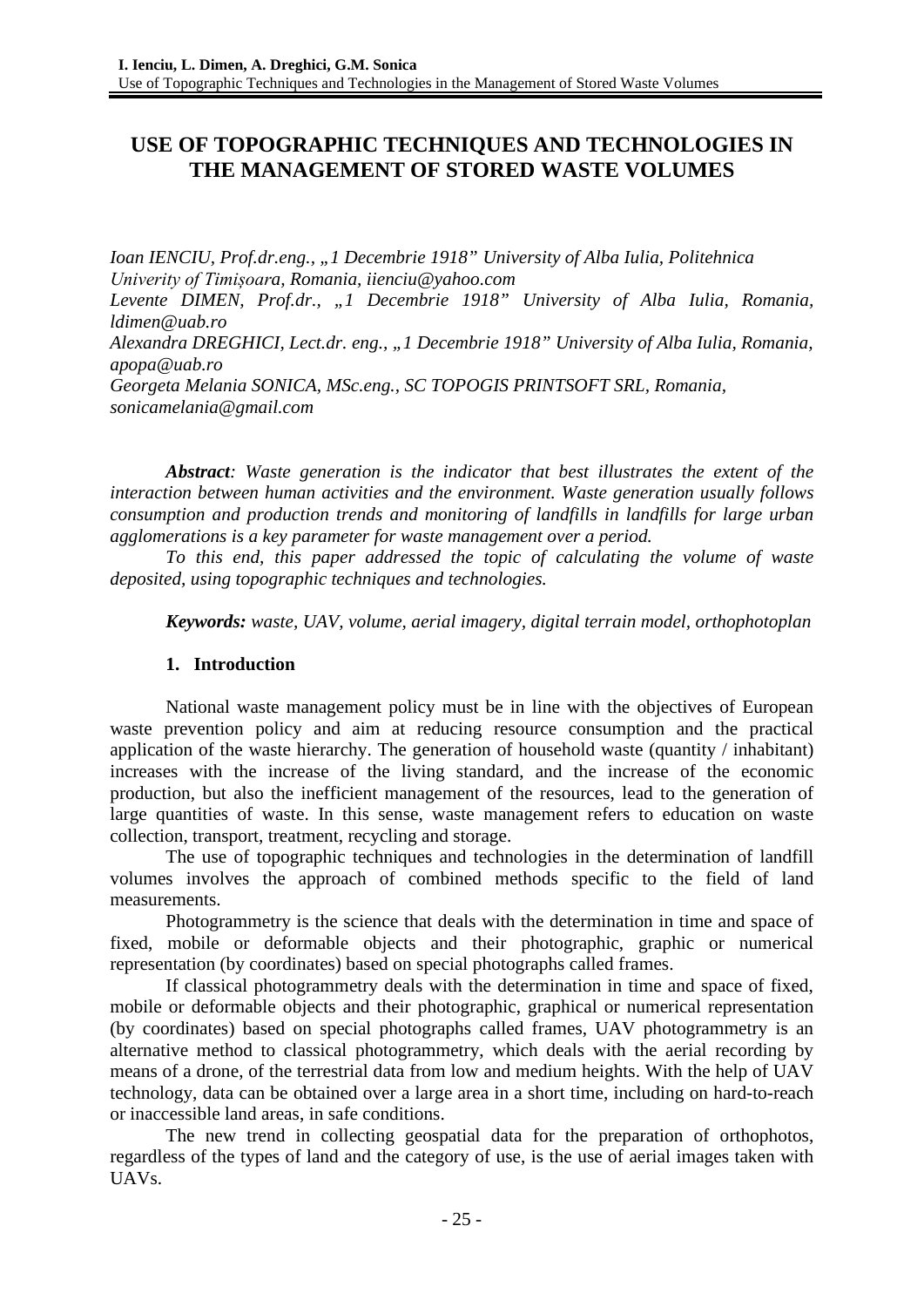# USE OF TOPOGRAPHIC TECHNIQUES AND TECHNOLOGIES IN THE MANAGEMENT OF STORED WASTE VOLUMES

*Ioan IENCIU, Prof.dr.eng., „1 Decembrie 1918" University of Alba Iulia, Politehnica Univerity of Timișoara, Romania, iienciu@yahoo.com*
*Levente DIMEN, Prof.dr., „1 Decembrie 1918" University of Alba Iulia, Romania, ldimen@uab.ro*
*Alexandra DREGHICI, Lect.dr. eng., „1 Decembrie 1918" University of Alba Iulia, Romania, apopa@uab.ro*
*Georgeta Melania SONICA, MSc.eng., SC TOPOGIS PRINTSOFT SRL, Romania, sonicamelania@gmail.com*

***Abstract**: Waste generation is the indicator that best illustrates the extent of the interaction between human activities and the environment. Waste generation usually follows consumption and production trends and monitoring of landfills in landfills for large urban agglomerations is a key parameter for waste management over a period.*

*To this end, this paper addressed the topic of calculating the volume of waste deposited, using topographic techniques and technologies.*

***Keywords:** waste, UAV, volume, aerial imagery, digital terrain model, orthophotoplan*

## 1. Introduction

National waste management policy must be in line with the objectives of European waste prevention policy and aim at reducing resource consumption and the practical application of the waste hierarchy. The generation of household waste (quantity / inhabitant) increases with the increase of the living standard, and the increase of the economic production, but also the inefficient management of the resources, lead to the generation of large quantities of waste. In this sense, waste management refers to education on waste collection, transport, treatment, recycling and storage.

The use of topographic techniques and technologies in the determination of landfill volumes involves the approach of combined methods specific to the field of land measurements.

Photogrammetry is the science that deals with the determination in time and space of fixed, mobile or deformable objects and their photographic, graphic or numerical representation (by coordinates) based on special photographs called frames.

If classical photogrammetry deals with the determination in time and space of fixed, mobile or deformable objects and their photographic, graphical or numerical representation (by coordinates) based on special photographs called frames, UAV photogrammetry is an alternative method to classical photogrammetry, which deals with the aerial recording by means of a drone, of the terrestrial data from low and medium heights. With the help of UAV technology, data can be obtained over a large area in a short time, including on hard-to-reach or inaccessible land areas, in safe conditions.

The new trend in collecting geospatial data for the preparation of orthophotos, regardless of the types of land and the category of use, is the use of aerial images taken with UAVs.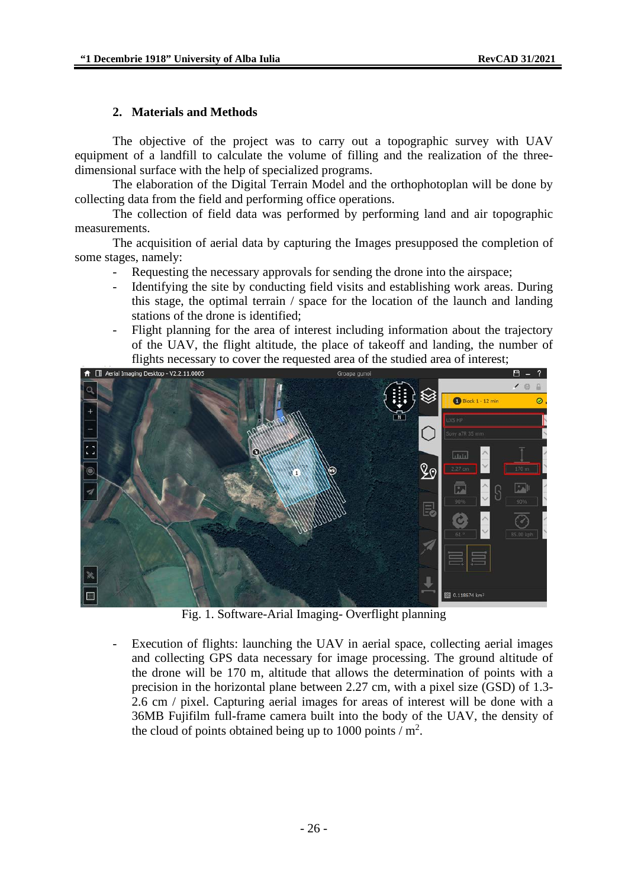## 2. Materials and Methods

The objective of the project was to carry out a topographic survey with UAV equipment of a landfill to calculate the volume of filling and the realization of the three-dimensional surface with the help of specialized programs.

The elaboration of the Digital Terrain Model and the orthophotoplan will be done by collecting data from the field and performing office operations.

The collection of field data was performed by performing land and air topographic measurements.

The acquisition of aerial data by capturing the Images presupposed the completion of some stages, namely:

- Requesting the necessary approvals for sending the drone into the airspace;
- Identifying the site by conducting field visits and establishing work areas. During this stage, the optimal terrain / space for the location of the launch and landing stations of the drone is identified;
- Flight planning for the area of interest including information about the trajectory of the UAV, the flight altitude, the place of takeoff and landing, the number of flights necessary to cover the requested area of the studied area of interest;

Fig. 1. Software-Arial Imaging- Overflight planning

- Execution of flights: launching the UAV in aerial space, collecting aerial images and collecting GPS data necessary for image processing. The ground altitude of the drone will be 170 m, altitude that allows the determination of points with a precision in the horizontal plane between 2.27 cm, with a pixel size (GSD) of 1.3-2.6 cm / pixel. Capturing aerial images for areas of interest will be done with a 36MB Fujifilm full-frame camera built into the body of the UAV, the density of the cloud of points obtained being up to 1000 points / $m^2$.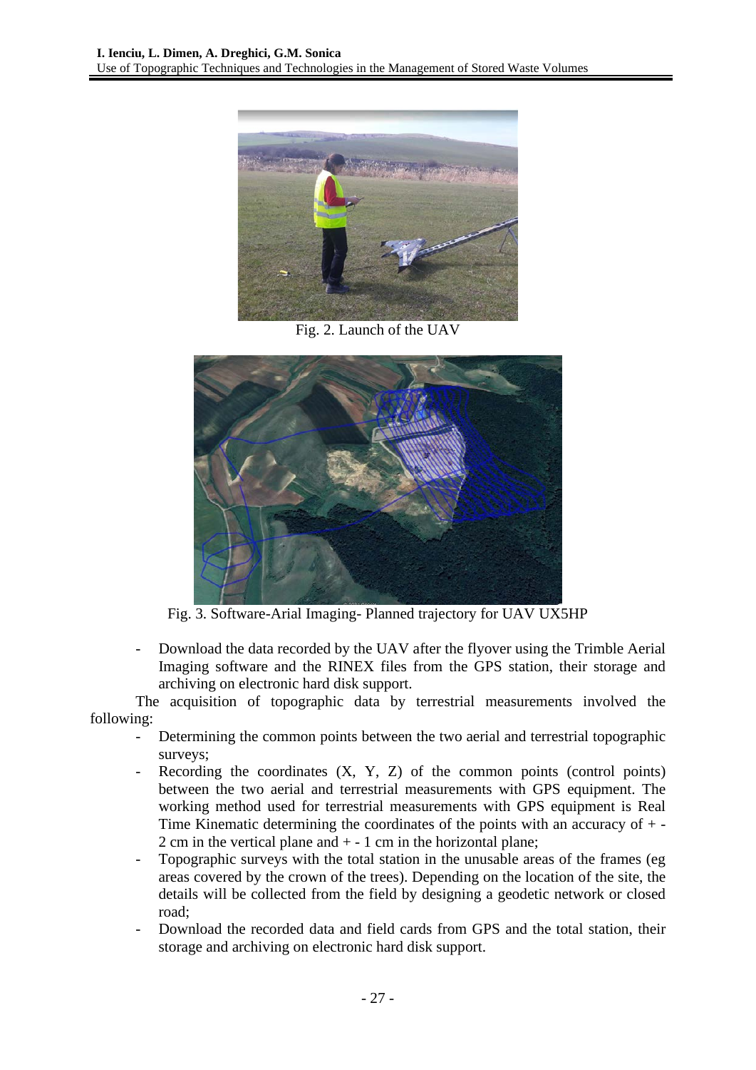Fig. 2. Launch of the UAV

Fig. 3. Software-Arial Imaging- Planned trajectory for UAV UX5HP

- Download the data recorded by the UAV after the flyover using the Trimble Aerial Imaging software and the RINEX files from the GPS station, their storage and archiving on electronic hard disk support.

The acquisition of topographic data by terrestrial measurements involved the following:

- Determining the common points between the two aerial and terrestrial topographic surveys;
- Recording the coordinates (X, Y, Z) of the common points (control points) between the two aerial and terrestrial measurements with GPS equipment. The working method used for terrestrial measurements with GPS equipment is Real Time Kinematic determining the coordinates of the points with an accuracy of + - 2 cm in the vertical plane and + - 1 cm in the horizontal plane;
- Topographic surveys with the total station in the unusable areas of the frames (eg areas covered by the crown of the trees). Depending on the location of the site, the details will be collected from the field by designing a geodetic network or closed road;
- Download the recorded data and field cards from GPS and the total station, their storage and archiving on electronic hard disk support.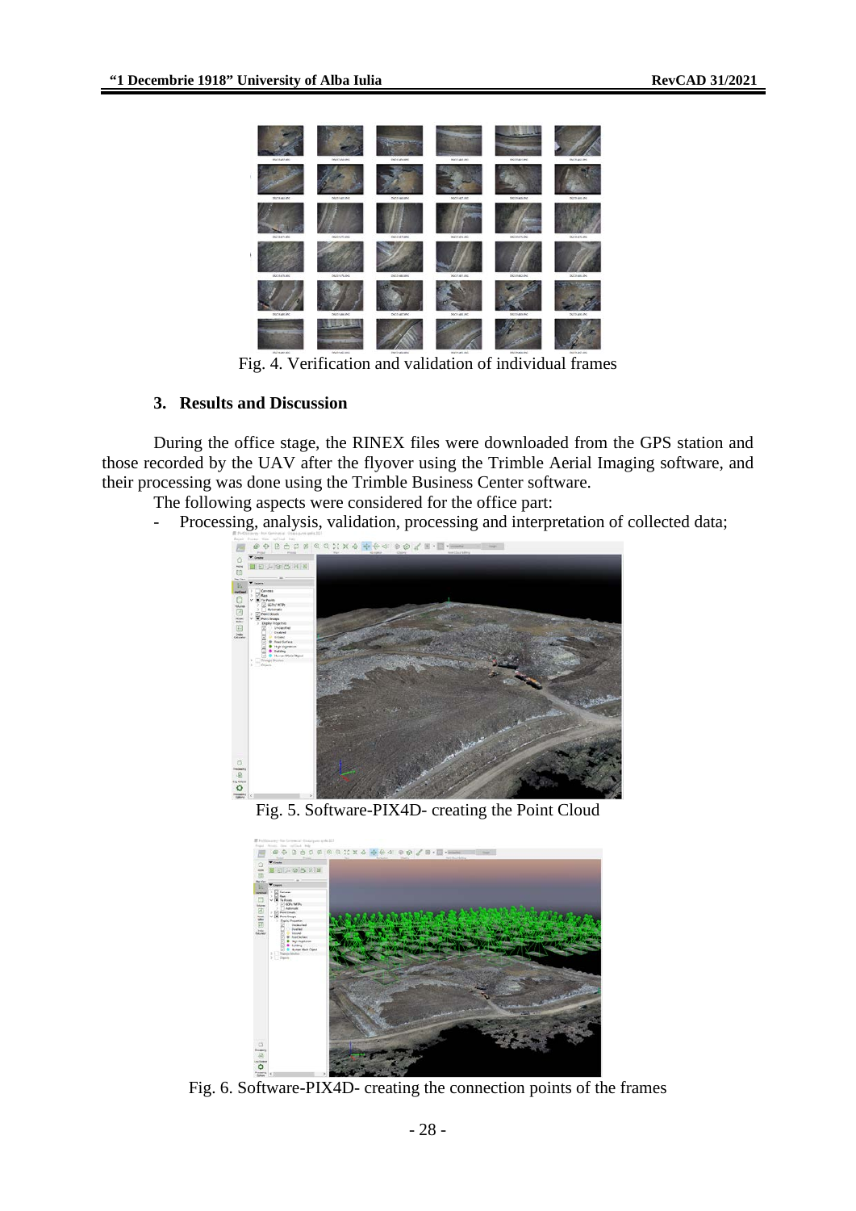Fig. 4. Verification and validation of individual frames

## 3. Results and Discussion

During the office stage, the RINEX files were downloaded from the GPS station and those recorded by the UAV after the flyover using the Trimble Aerial Imaging software, and their processing was done using the Trimble Business Center software.

The following aspects were considered for the office part:

- Processing, analysis, validation, processing and interpretation of collected data;

Fig. 5. Software-PIX4D- creating the Point Cloud

Fig. 6. Software-PIX4D- creating the connection points of the frames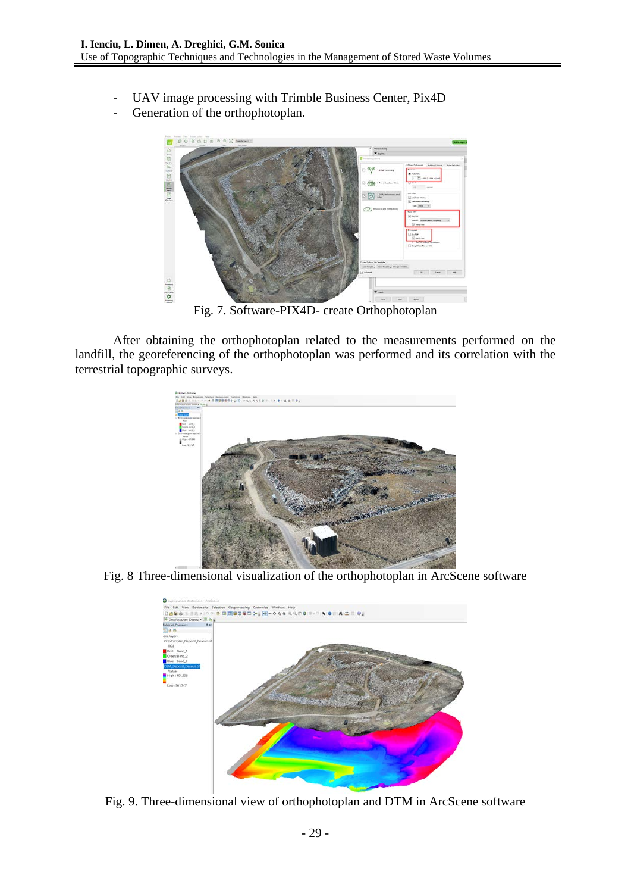- UAV image processing with Trimble Business Center, Pix4D
- Generation of the orthophotoplan.

Fig. 7. Software-PIX4D- create Orthophotoplan

After obtaining the orthophotoplan related to the measurements performed on the landfill, the georeferencing of the orthophotoplan was performed and its correlation with the terrestrial topographic surveys.

Fig. 8 Three-dimensional visualization of the orthophotoplan in ArcScene software

Fig. 9. Three-dimensional view of orthophotoplan and DTM in ArcScene software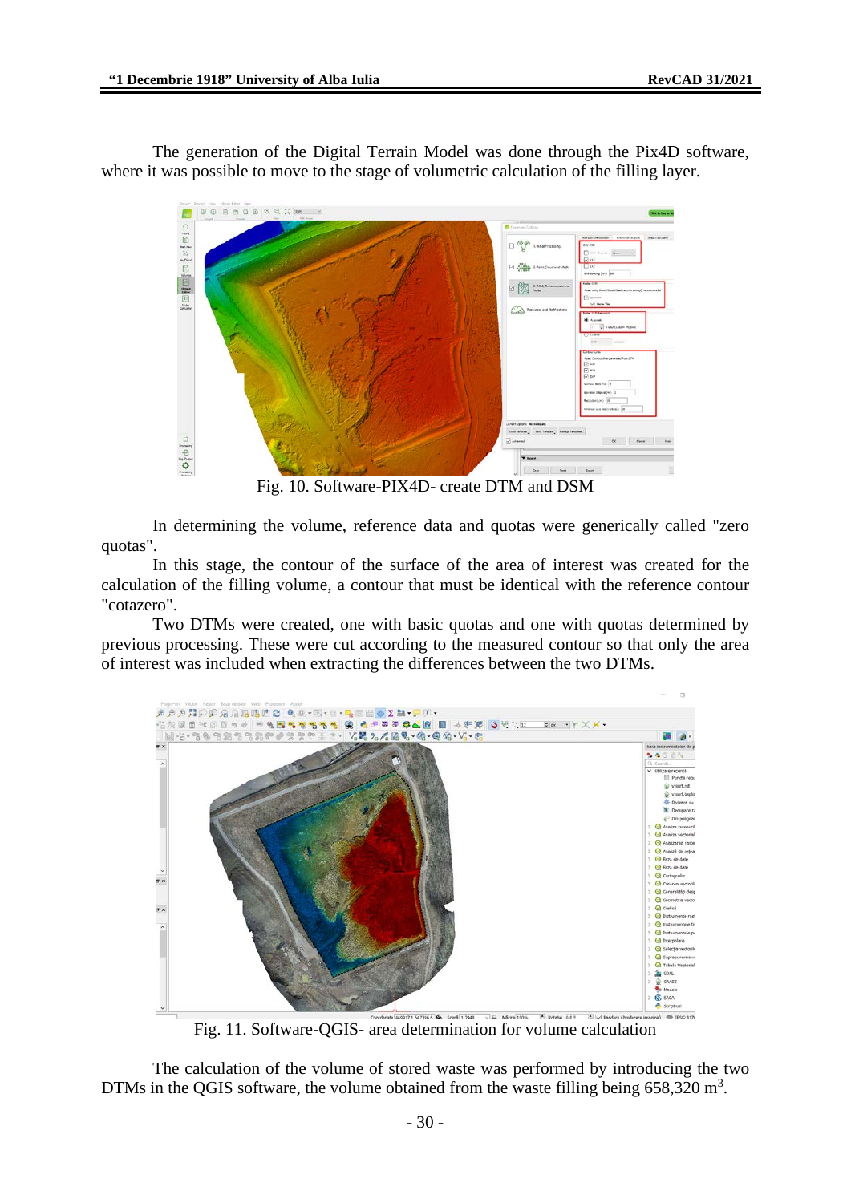The generation of the Digital Terrain Model was done through the Pix4D software, where it was possible to move to the stage of volumetric calculation of the filling layer.

Fig. 10. Software-PIX4D- create DTM and DSM

In determining the volume, reference data and quotas were generically called "zero quotas".

In this stage, the contour of the surface of the area of interest was created for the calculation of the filling volume, a contour that must be identical with the reference contour "cotazero".

Two DTMs were created, one with basic quotas and one with quotas determined by previous processing. These were cut according to the measured contour so that only the area of interest was included when extracting the differences between the two DTMs.

Fig. 11. Software-QGIS- area determination for volume calculation

The calculation of the volume of stored waste was performed by introducing the two DTMs in the QGIS software, the volume obtained from the waste filling being 658,320 $m^3$.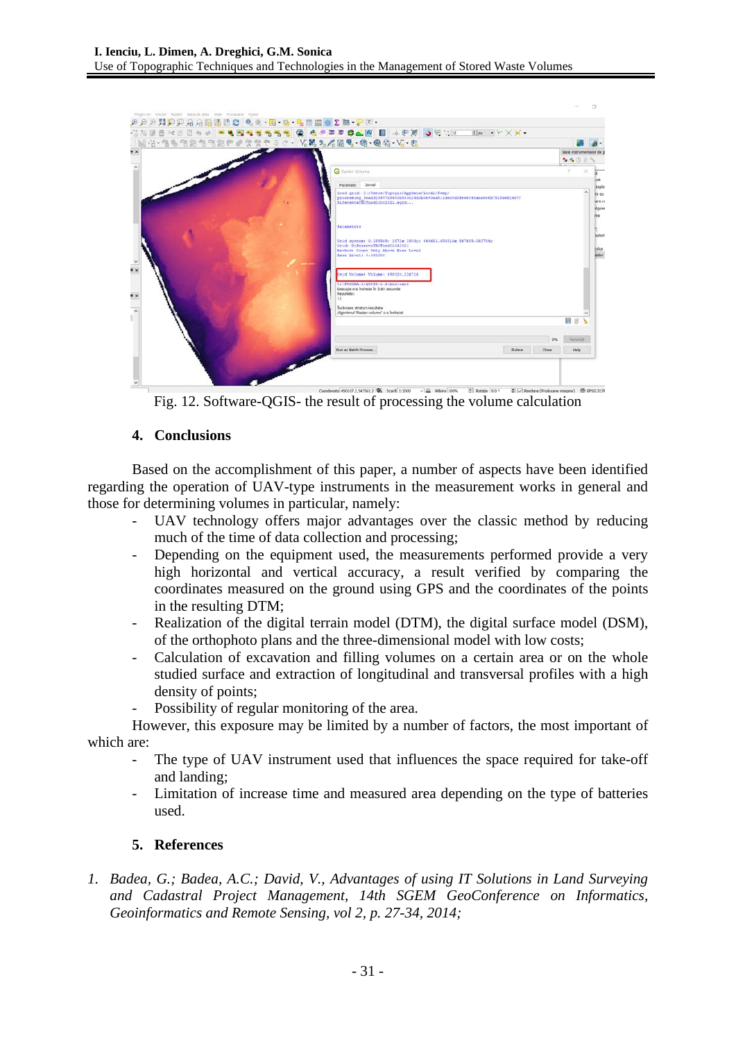Fig. 12. Software-QGIS- the result of processing the volume calculation

## 4. Conclusions

Based on the accomplishment of this paper, a number of aspects have been identified regarding the operation of UAV-type instruments in the measurement works in general and those for determining volumes in particular, namely:

- UAV technology offers major advantages over the classic method by reducing much of the time of data collection and processing;
- Depending on the equipment used, the measurements performed provide a very high horizontal and vertical accuracy, a result verified by comparing the coordinates measured on the ground using GPS and the coordinates of the points in the resulting DTM;
- Realization of the digital terrain model (DTM), the digital surface model (DSM), of the orthophoto plans and the three-dimensional model with low costs;
- Calculation of excavation and filling volumes on a certain area or on the whole studied surface and extraction of longitudinal and transversal profiles with a high density of points;
- Possibility of regular monitoring of the area.

However, this exposure may be limited by a number of factors, the most important of which are:

- The type of UAV instrument used that influences the space required for take-off and landing;
- Limitation of increase time and measured area depending on the type of batteries used.

## 5. References

1. *Badea, G.; Badea, A.C.; David, V., Advantages of using IT Solutions in Land Surveying and Cadastral Project Management, 14th SGEM GeoConference on Informatics, Geoinformatics and Remote Sensing, vol 2, p. 27-34, 2014;*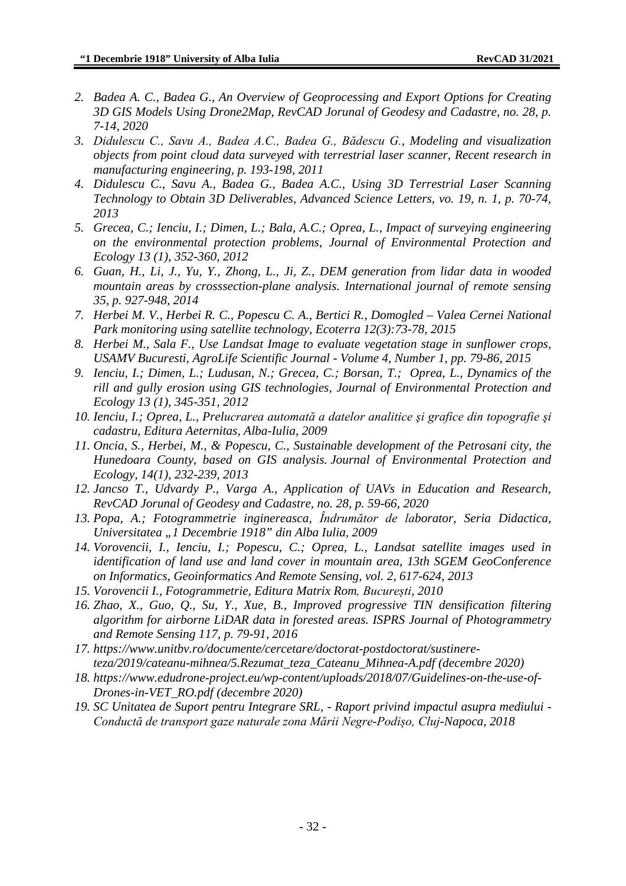2. *Badea A. C., Badea G., An Overview of Geoprocessing and Export Options for Creating 3D GIS Models Using Drone2Map, RevCAD Jorunal of Geodesy and Cadastre, no. 28, p. 7-14, 2020*
3. *Didulescu C., Savu A., Badea A.C., Badea G., Bădescu G., Modeling and visualization objects from point cloud data surveyed with terrestrial laser scanner, Recent research in manufacturing engineering, p. 193-198, 2011*
4. *Didulescu C., Savu A., Badea G., Badea A.C., Using 3D Terrestrial Laser Scanning Technology to Obtain 3D Deliverables, Advanced Science Letters, vo. 19, n. 1, p. 70-74, 2013*
5. *Grecea, C.; Ienciu, I.; Dimen, L.; Bala, A.C.; Oprea, L., Impact of surveying engineering on the environmental protection problems, Journal of Environmental Protection and Ecology 13 (1), 352-360, 2012*
6. *Guan, H., Li, J., Yu, Y., Zhong, L., Ji, Z., DEM generation from lidar data in wooded mountain areas by crosssection-plane analysis. International journal of remote sensing 35, p. 927-948, 2014*
7. *Herbei M. V., Herbei R. C., Popescu C. A., Bertici R., Domogled – Valea Cernei National Park monitoring using satellite technology, Ecoterra 12(3):73-78, 2015*
8. *Herbei M., Sala F., Use Landsat Image to evaluate vegetation stage in sunflower crops, USAMV Bucuresti, AgroLife Scientific Journal - Volume 4, Number 1, pp. 79-86, 2015*
9. *Ienciu, I.; Dimen, L.; Ludusan, N.; Grecea, C.; Borsan, T.; Oprea, L., Dynamics of the rill and gully erosion using GIS technologies, Journal of Environmental Protection and Ecology 13 (1), 345-351, 2012*
10. *Ienciu, I.; Oprea, L., Prelucrarea automată a datelor analitice şi grafice din topografie şi cadastru, Editura Aeternitas, Alba-Iulia, 2009*
11. *Oncia, S., Herbei, M., & Popescu, C., Sustainable development of the Petrosani city, the Hunedoara County, based on GIS analysis. Journal of Environmental Protection and Ecology, 14(1), 232-239, 2013*
12. *Jancso T., Udvardy P., Varga A., Application of UAVs in Education and Research, RevCAD Jorunal of Geodesy and Cadastre, no. 28, p. 59-66, 2020*
13. *Popa, A.; Fotogrammetrie inginereasca, Îndrumător de laborator, Seria Didactica, Universitatea „1 Decembrie 1918" din Alba Iulia, 2009*
14. *Vorovencii, I., Ienciu, I.; Popescu, C.; Oprea, L., Landsat satellite images used in identification of land use and land cover in mountain area, 13th SGEM GeoConference on Informatics, Geoinformatics And Remote Sensing, vol. 2, 617-624, 2013*
15. *Vorovencii I., Fotogrammetrie, Editura Matrix Rom, București, 2010*
16. *Zhao, X., Guo, Q., Su, Y., Xue, B., Improved progressive TIN densification filtering algorithm for airborne LiDAR data in forested areas. ISPRS Journal of Photogrammetry and Remote Sensing 117, p. 79-91, 2016*
17. *https://www.unitbv.ro/documente/cercetare/doctorat-postdoctorat/sustinere-teza/2019/cateanu-mihnea/5.Rezumat_teza_Cateanu_Mihnea-A.pdf (decembre 2020)*
18. *https://www.edudrone-project.eu/wp-content/uploads/2018/07/Guidelines-on-the-use-of-Drones-in-VET_RO.pdf (decembre 2020)*
19. *SC Unitatea de Suport pentru Integrare SRL, - Raport privind impactul asupra mediului - Conductă de transport gaze naturale zona Mării Negre-Podișo, Cluj-Napoca, 2018*